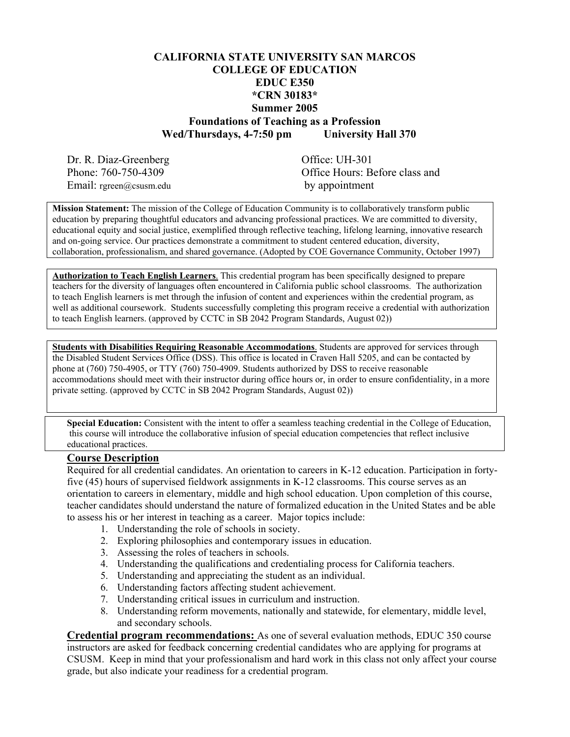# CALIFORNIA STATE UNIVERSITY SAN MARCOS
# COLLEGE OF EDUCATION
# EDUC E350
# *CRN 30183*
# Summer 2005
# Foundations of Teaching as a Profession

**Wed/Thursdays, 4-7:50 pm        University Hall 370**

Dr. R. Diaz-Greenberg
Phone: 760-750-4309
Email: rgreen@csusm.edu

Office: UH-301
Office Hours: Before class and by appointment

**Mission Statement:** The mission of the College of Education Community is to collaboratively transform public education by preparing thoughtful educators and advancing professional practices. We are committed to diversity, educational equity and social justice, exemplified through reflective teaching, lifelong learning, innovative research and on-going service. Our practices demonstrate a commitment to student centered education, diversity, collaboration, professionalism, and shared governance. (Adopted by COE Governance Community, October 1997)

**Authorization to Teach English Learners**. This credential program has been specifically designed to prepare teachers for the diversity of languages often encountered in California public school classrooms. The authorization to teach English learners is met through the infusion of content and experiences within the credential program, as well as additional coursework. Students successfully completing this program receive a credential with authorization to teach English learners. (approved by CCTC in SB 2042 Program Standards, August 02))

**Students with Disabilities Requiring Reasonable Accommodations**. Students are approved for services through the Disabled Student Services Office (DSS). This office is located in Craven Hall 5205, and can be contacted by phone at (760) 750-4905, or TTY (760) 750-4909. Students authorized by DSS to receive reasonable accommodations should meet with their instructor during office hours or, in order to ensure confidentiality, in a more private setting. (approved by CCTC in SB 2042 Program Standards, August 02))

**Special Education:** Consistent with the intent to offer a seamless teaching credential in the College of Education, this course will introduce the collaborative infusion of special education competencies that reflect inclusive educational practices.

## Course Description

Required for all credential candidates. An orientation to careers in K-12 education. Participation in forty-five (45) hours of supervised fieldwork assignments in K-12 classrooms. This course serves as an orientation to careers in elementary, middle and high school education. Upon completion of this course, teacher candidates should understand the nature of formalized education in the United States and be able to assess his or her interest in teaching as a career. Major topics include:

1. Understanding the role of schools in society.
2. Exploring philosophies and contemporary issues in education.
3. Assessing the roles of teachers in schools.
4. Understanding the qualifications and credentialing process for California teachers.
5. Understanding and appreciating the student as an individual.
6. Understanding factors affecting student achievement.
7. Understanding critical issues in curriculum and instruction.
8. Understanding reform movements, nationally and statewide, for elementary, middle level, and secondary schools.

**Credential program recommendations:** As one of several evaluation methods, EDUC 350 course instructors are asked for feedback concerning credential candidates who are applying for programs at CSUSM. Keep in mind that your professionalism and hard work in this class not only affect your course grade, but also indicate your readiness for a credential program.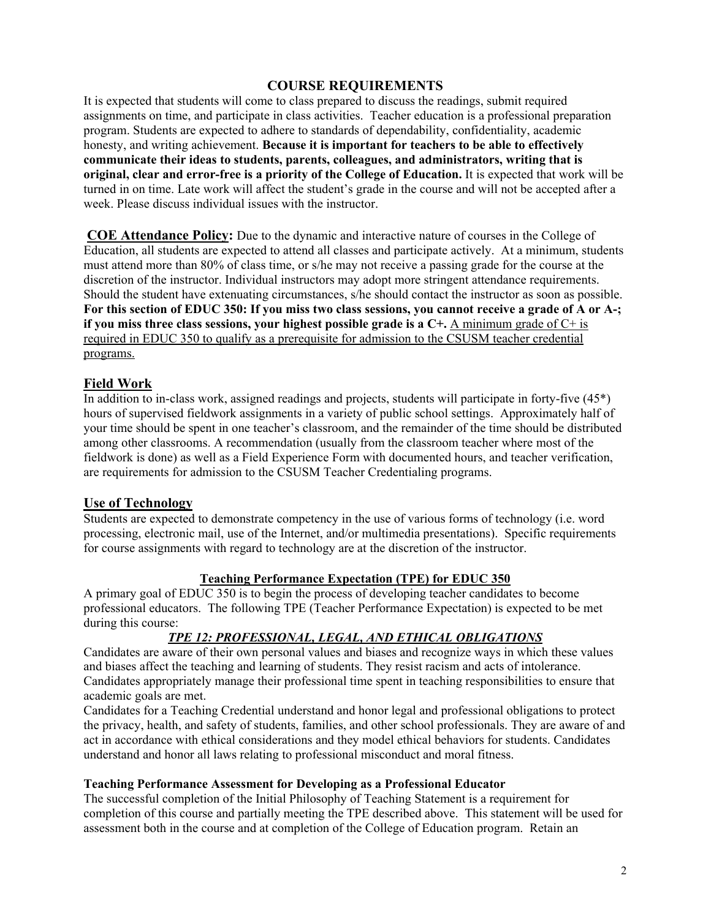## COURSE REQUIREMENTS

It is expected that students will come to class prepared to discuss the readings, submit required assignments on time, and participate in class activities. Teacher education is a professional preparation program. Students are expected to adhere to standards of dependability, confidentiality, academic honesty, and writing achievement. **Because it is important for teachers to be able to effectively communicate their ideas to students, parents, colleagues, and administrators, writing that is original, clear and error-free is a priority of the College of Education.** It is expected that work will be turned in on time. Late work will affect the student's grade in the course and will not be accepted after a week. Please discuss individual issues with the instructor.

**COE Attendance Policy:** Due to the dynamic and interactive nature of courses in the College of Education, all students are expected to attend all classes and participate actively. At a minimum, students must attend more than 80% of class time, or s/he may not receive a passing grade for the course at the discretion of the instructor. Individual instructors may adopt more stringent attendance requirements. Should the student have extenuating circumstances, s/he should contact the instructor as soon as possible. **For this section of EDUC 350: If you miss two class sessions, you cannot receive a grade of A or A-; if you miss three class sessions, your highest possible grade is a C+.** A minimum grade of C+ is required in EDUC 350 to qualify as a prerequisite for admission to the CSUSM teacher credential programs.

### Field Work

In addition to in-class work, assigned readings and projects, students will participate in forty-five (45*) hours of supervised fieldwork assignments in a variety of public school settings. Approximately half of your time should be spent in one teacher's classroom, and the remainder of the time should be distributed among other classrooms. A recommendation (usually from the classroom teacher where most of the fieldwork is done) as well as a Field Experience Form with documented hours, and teacher verification, are requirements for admission to the CSUSM Teacher Credentialing programs.

### Use of Technology

Students are expected to demonstrate competency in the use of various forms of technology (i.e. word processing, electronic mail, use of the Internet, and/or multimedia presentations). Specific requirements for course assignments with regard to technology are at the discretion of the instructor.

### Teaching Performance Expectation (TPE) for EDUC 350

A primary goal of EDUC 350 is to begin the process of developing teacher candidates to become professional educators. The following TPE (Teacher Performance Expectation) is expected to be met during this course:

***TPE 12: PROFESSIONAL, LEGAL, AND ETHICAL OBLIGATIONS***

Candidates are aware of their own personal values and biases and recognize ways in which these values and biases affect the teaching and learning of students. They resist racism and acts of intolerance. Candidates appropriately manage their professional time spent in teaching responsibilities to ensure that academic goals are met.

Candidates for a Teaching Credential understand and honor legal and professional obligations to protect the privacy, health, and safety of students, families, and other school professionals. They are aware of and act in accordance with ethical considerations and they model ethical behaviors for students. Candidates understand and honor all laws relating to professional misconduct and moral fitness.

#### Teaching Performance Assessment for Developing as a Professional Educator

The successful completion of the Initial Philosophy of Teaching Statement is a requirement for completion of this course and partially meeting the TPE described above. This statement will be used for assessment both in the course and at completion of the College of Education program. Retain an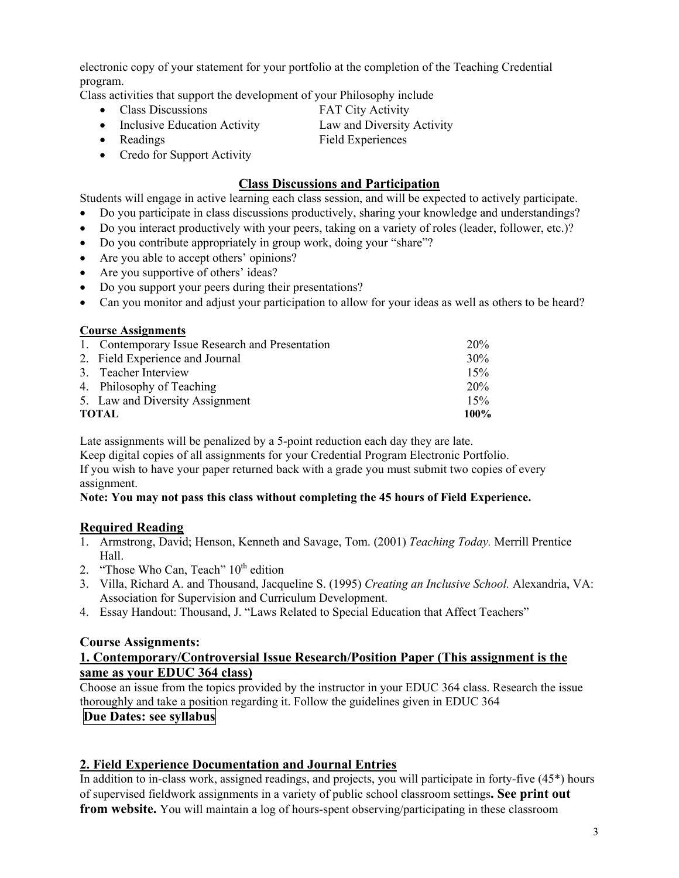electronic copy of your statement for your portfolio at the completion of the Teaching Credential program.

Class activities that support the development of your Philosophy include

- Class Discussions
- Inclusive Education Activity
- Readings
- Credo for Support Activity
- FAT City Activity
- Law and Diversity Activity
- Field Experiences

## Class Discussions and Participation

Students will engage in active learning each class session, and will be expected to actively participate.

- Do you participate in class discussions productively, sharing your knowledge and understandings?
- Do you interact productively with your peers, taking on a variety of roles (leader, follower, etc.)?
- Do you contribute appropriately in group work, doing your "share"?
- Are you able to accept others' opinions?
- Are you supportive of others' ideas?
- Do you support your peers during their presentations?
- Can you monitor and adjust your participation to allow for your ideas as well as others to be heard?

### Course Assignments

| Assignment | Weight |
|---|---|
| 1. Contemporary Issue Research and Presentation | 20% |
| 2. Field Experience and Journal | 30% |
| 3. Teacher Interview | 15% |
| 4. Philosophy of Teaching | 20% |
| 5. Law and Diversity Assignment | 15% |
| **TOTAL** | **100%** |

Late assignments will be penalized by a 5-point reduction each day they are late.
Keep digital copies of all assignments for your Credential Program Electronic Portfolio.
If you wish to have your paper returned back with a grade you must submit two copies of every assignment.

**Note: You may not pass this class without completing the 45 hours of Field Experience.**

## Required Reading

1. Armstrong, David; Henson, Kenneth and Savage, Tom. (2001) *Teaching Today.* Merrill Prentice Hall.
2. "Those Who Can, Teach" 10th edition
3. Villa, Richard A. and Thousand, Jacqueline S. (1995) *Creating an Inclusive School.* Alexandria, VA: Association for Supervision and Curriculum Development.
4. Essay Handout: Thousand, J. "Laws Related to Special Education that Affect Teachers"

## Course Assignments:

### 1. Contemporary/Controversial Issue Research/Position Paper (This assignment is the same as your EDUC 364 class)

Choose an issue from the topics provided by the instructor in your EDUC 364 class. Research the issue thoroughly and take a position regarding it. Follow the guidelines given in EDUC 364

**Due Dates: see syllabus**

### 2. Field Experience Documentation and Journal Entries

In addition to in-class work, assigned readings, and projects, you will participate in forty-five (45*) hours of supervised fieldwork assignments in a variety of public school classroom settings**. See print out from website.** You will maintain a log of hours-spent observing/participating in these classroom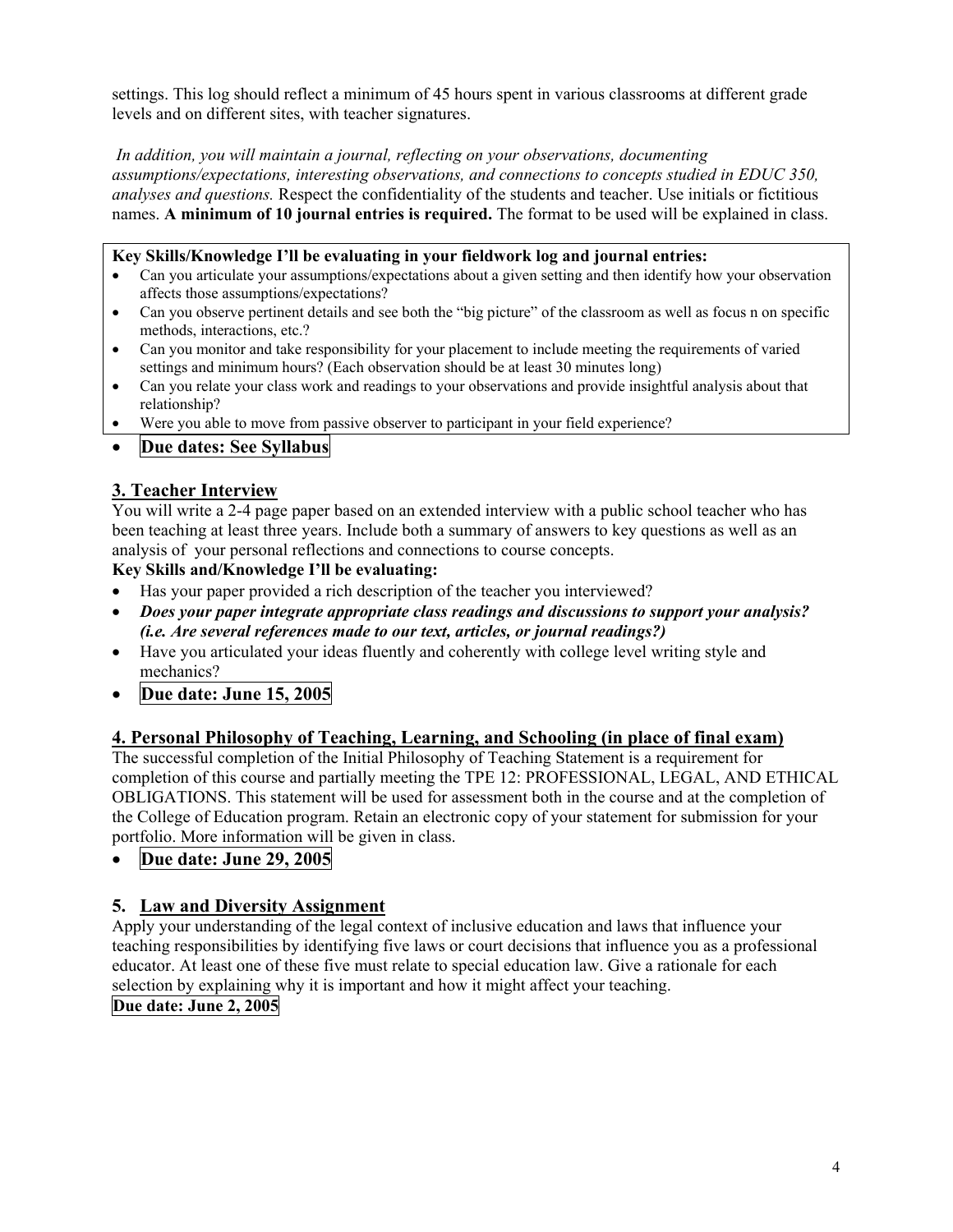settings. This log should reflect a minimum of 45 hours spent in various classrooms at different grade levels and on different sites, with teacher signatures.

*In addition, you will maintain a journal, reflecting on your observations, documenting assumptions/expectations, interesting observations, and connections to concepts studied in EDUC 350, analyses and questions.* Respect the confidentiality of the students and teacher. Use initials or fictitious names. **A minimum of 10 journal entries is required.** The format to be used will be explained in class.

**Key Skills/Knowledge I'll be evaluating in your fieldwork log and journal entries:**

- Can you articulate your assumptions/expectations about a given setting and then identify how your observation affects those assumptions/expectations?
- Can you observe pertinent details and see both the "big picture" of the classroom as well as focus n on specific methods, interactions, etc.?
- Can you monitor and take responsibility for your placement to include meeting the requirements of varied settings and minimum hours? (Each observation should be at least 30 minutes long)
- Can you relate your class work and readings to your observations and provide insightful analysis about that relationship?
- Were you able to move from passive observer to participant in your field experience?

- **Due dates: See Syllabus**

## 3. Teacher Interview

You will write a 2-4 page paper based on an extended interview with a public school teacher who has been teaching at least three years. Include both a summary of answers to key questions as well as an analysis of your personal reflections and connections to course concepts.

**Key Skills and/Knowledge I'll be evaluating:**

- Has your paper provided a rich description of the teacher you interviewed?
- ***Does your paper integrate appropriate class readings and discussions to support your analysis? (i.e. Are several references made to our text, articles, or journal readings?)***
- Have you articulated your ideas fluently and coherently with college level writing style and mechanics?
- **Due date: June 15, 2005**

## 4. Personal Philosophy of Teaching, Learning, and Schooling (in place of final exam)

The successful completion of the Initial Philosophy of Teaching Statement is a requirement for completion of this course and partially meeting the TPE 12: PROFESSIONAL, LEGAL, AND ETHICAL OBLIGATIONS. This statement will be used for assessment both in the course and at the completion of the College of Education program. Retain an electronic copy of your statement for submission for your portfolio. More information will be given in class.

- **Due date: June 29, 2005**

## 5. Law and Diversity Assignment

Apply your understanding of the legal context of inclusive education and laws that influence your teaching responsibilities by identifying five laws or court decisions that influence you as a professional educator. At least one of these five must relate to special education law. Give a rationale for each selection by explaining why it is important and how it might affect your teaching.

**Due date: June 2, 2005**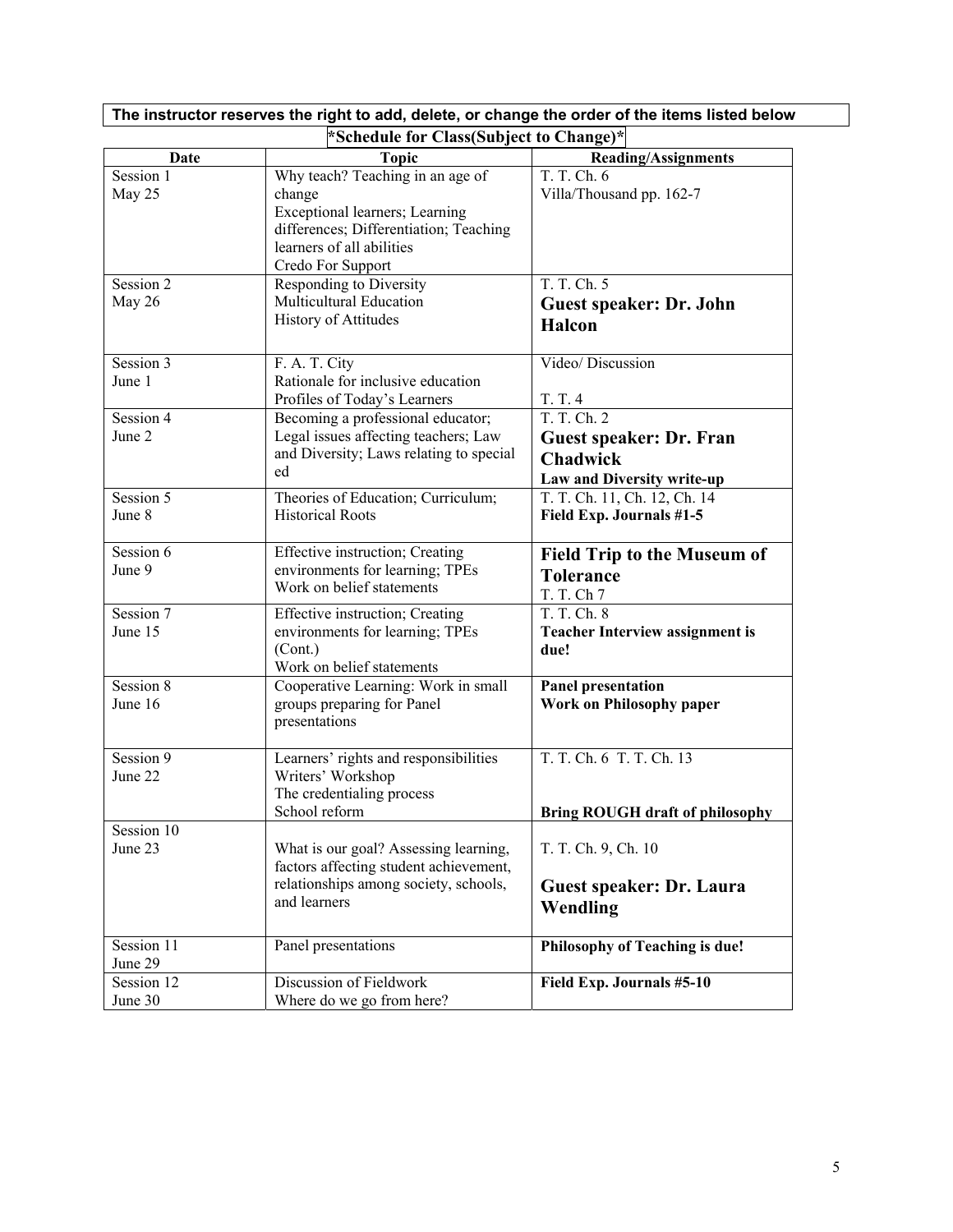**The instructor reserves the right to add, delete, or change the order of the items listed below**

**\*Schedule for Class(Subject to Change)\***

| Date | Topic | Reading/Assignments |
|---|---|---|
| Session 1<br>May 25 | Why teach? Teaching in an age of change<br>Exceptional learners; Learning differences; Differentiation; Teaching learners of all abilities<br>Credo For Support | T. T. Ch. 6<br>Villa/Thousand pp. 162-7 |
| Session 2<br>May 26 | Responding to Diversity<br>Multicultural Education<br>History of Attitudes | T. T. Ch. 5<br>**Guest speaker: Dr. John Halcon** |
| Session 3<br>June 1 | F. A. T. City<br>Rationale for inclusive education<br>Profiles of Today's Learners | Video/ Discussion<br><br>T. T. 4 |
| Session 4<br>June 2 | Becoming a professional educator; Legal issues affecting teachers; Law and Diversity; Laws relating to special ed | T. T. Ch. 2<br>**Guest speaker: Dr. Fran Chadwick**<br>**Law and Diversity write-up** |
| Session 5<br>June 8 | Theories of Education; Curriculum; Historical Roots | T. T. Ch. 11, Ch. 12, Ch. 14<br>**Field Exp. Journals #1-5** |
| Session 6<br>June 9 | Effective instruction; Creating environments for learning; TPEs<br>Work on belief statements | **Field Trip to the Museum of Tolerance**<br>T. T. Ch 7 |
| Session 7<br>June 15 | Effective instruction; Creating environments for learning; TPEs (Cont.)<br>Work on belief statements | T. T. Ch. 8<br>**Teacher Interview assignment is due!** |
| Session 8<br>June 16 | Cooperative Learning: Work in small groups preparing for Panel presentations | **Panel presentation**<br>**Work on Philosophy paper** |
| Session 9<br>June 22 | Learners' rights and responsibilities<br>Writers' Workshop<br>The credentialing process<br>School reform | T. T. Ch. 6 T. T. Ch. 13<br><br>**Bring ROUGH draft of philosophy** |
| Session 10<br>June 23 | What is our goal? Assessing learning, factors affecting student achievement, relationships among society, schools, and learners | T. T. Ch. 9, Ch. 10<br><br>**Guest speaker: Dr. Laura Wendling** |
| Session 11<br>June 29 | Panel presentations | **Philosophy of Teaching is due!** |
| Session 12<br>June 30 | Discussion of Fieldwork<br>Where do we go from here? | **Field Exp. Journals #5-10** |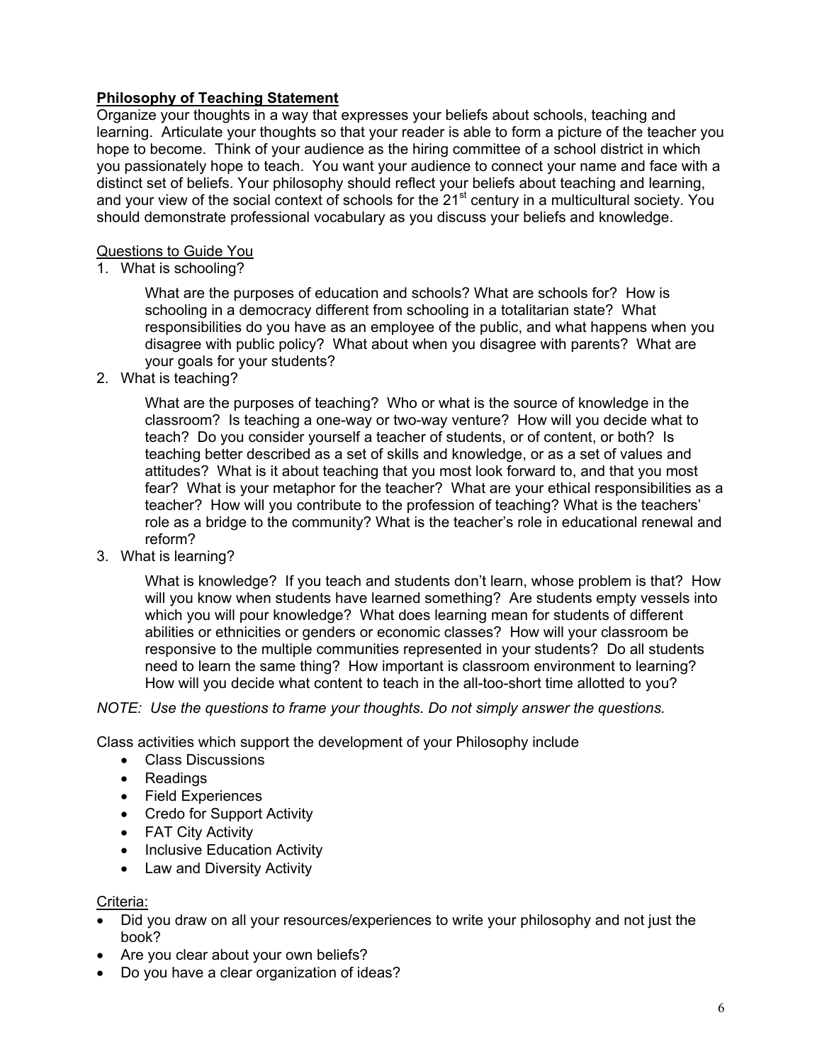**<u>Philosophy of Teaching Statement</u>**

Organize your thoughts in a way that expresses your beliefs about schools, teaching and learning. Articulate your thoughts so that your reader is able to form a picture of the teacher you hope to become. Think of your audience as the hiring committee of a school district in which you passionately hope to teach. You want your audience to connect your name and face with a distinct set of beliefs. Your philosophy should reflect your beliefs about teaching and learning, and your view of the social context of schools for the 21st century in a multicultural society. You should demonstrate professional vocabulary as you discuss your beliefs and knowledge.

<u>Questions to Guide You</u>

1. What is schooling?

   What are the purposes of education and schools? What are schools for? How is schooling in a democracy different from schooling in a totalitarian state? What responsibilities do you have as an employee of the public, and what happens when you disagree with public policy? What about when you disagree with parents? What are your goals for your students?

2. What is teaching?

   What are the purposes of teaching? Who or what is the source of knowledge in the classroom? Is teaching a one-way or two-way venture? How will you decide what to teach? Do you consider yourself a teacher of students, or of content, or both? Is teaching better described as a set of skills and knowledge, or as a set of values and attitudes? What is it about teaching that you most look forward to, and that you most fear? What is your metaphor for the teacher? What are your ethical responsibilities as a teacher? How will you contribute to the profession of teaching? What is the teachers' role as a bridge to the community? What is the teacher's role in educational renewal and reform?

3. What is learning?

   What is knowledge? If you teach and students don't learn, whose problem is that? How will you know when students have learned something? Are students empty vessels into which you will pour knowledge? What does learning mean for students of different abilities or ethnicities or genders or economic classes? How will your classroom be responsive to the multiple communities represented in your students? Do all students need to learn the same thing? How important is classroom environment to learning? How will you decide what content to teach in the all-too-short time allotted to you?

*NOTE: Use the questions to frame your thoughts. Do not simply answer the questions.*

Class activities which support the development of your Philosophy include

- Class Discussions
- Readings
- Field Experiences
- Credo for Support Activity
- FAT City Activity
- Inclusive Education Activity
- Law and Diversity Activity

<u>Criteria:</u>

- Did you draw on all your resources/experiences to write your philosophy and not just the book?
- Are you clear about your own beliefs?
- Do you have a clear organization of ideas?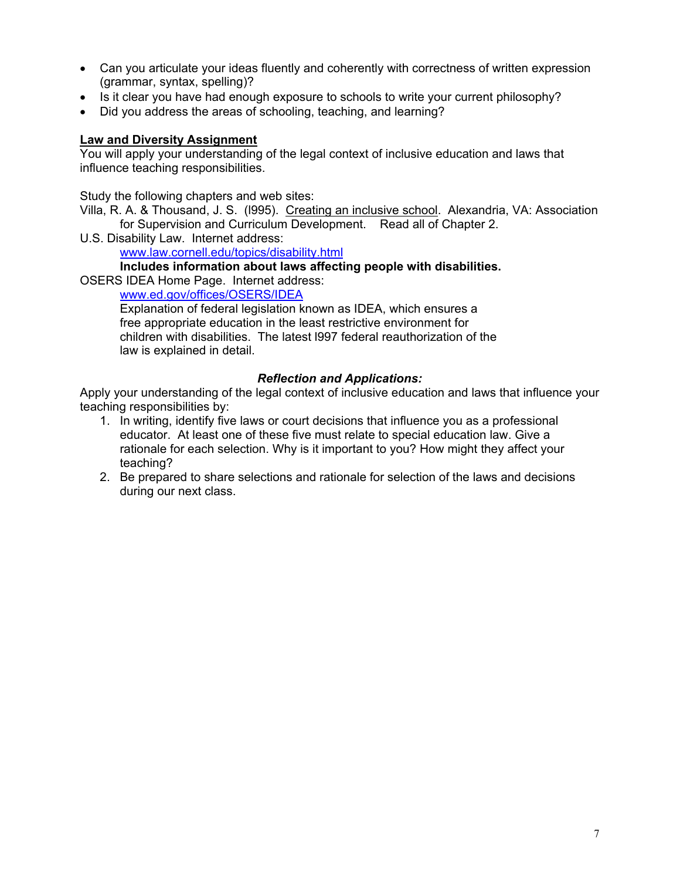- Can you articulate your ideas fluently and coherently with correctness of written expression (grammar, syntax, spelling)?
- Is it clear you have had enough exposure to schools to write your current philosophy?
- Did you address the areas of schooling, teaching, and learning?

**Law and Diversity Assignment**

You will apply your understanding of the legal context of inclusive education and laws that influence teaching responsibilities.

Study the following chapters and web sites:

Villa, R. A. & Thousand, J. S. (l995). Creating an inclusive school. Alexandria, VA: Association for Supervision and Curriculum Development. Read all of Chapter 2.

U.S. Disability Law. Internet address:
www.law.cornell.edu/topics/disability.html
**Includes information about laws affecting people with disabilities.**

OSERS IDEA Home Page. Internet address:
www.ed.gov/offices/OSERS/IDEA
Explanation of federal legislation known as IDEA, which ensures a free appropriate education in the least restrictive environment for children with disabilities. The latest l997 federal reauthorization of the law is explained in detail.

***Reflection and Applications:***

Apply your understanding of the legal context of inclusive education and laws that influence your teaching responsibilities by:

1. In writing, identify five laws or court decisions that influence you as a professional educator. At least one of these five must relate to special education law. Give a rationale for each selection. Why is it important to you? How might they affect your teaching?
2. Be prepared to share selections and rationale for selection of the laws and decisions during our next class.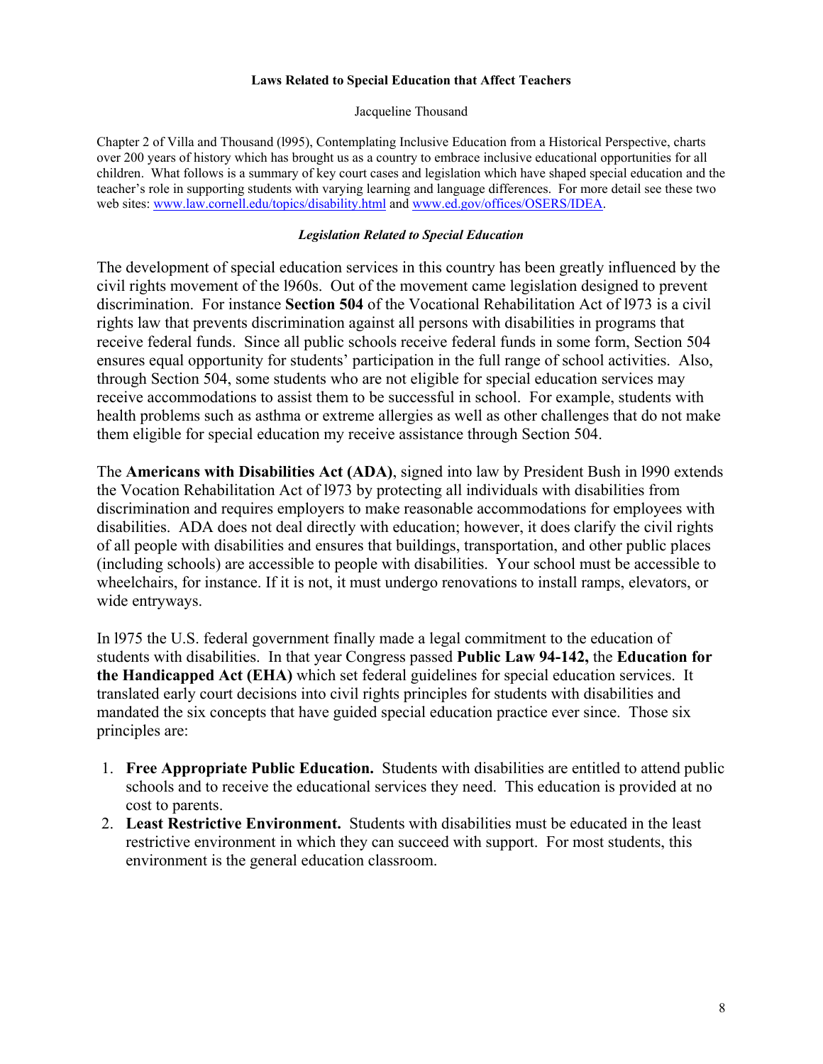**Laws Related to Special Education that Affect Teachers**

Jacqueline Thousand

Chapter 2 of Villa and Thousand (l995), Contemplating Inclusive Education from a Historical Perspective, charts over 200 years of history which has brought us as a country to embrace inclusive educational opportunities for all children. What follows is a summary of key court cases and legislation which have shaped special education and the teacher's role in supporting students with varying learning and language differences. For more detail see these two web sites: www.law.cornell.edu/topics/disability.html and www.ed.gov/offices/OSERS/IDEA.

***Legislation Related to Special Education***

The development of special education services in this country has been greatly influenced by the civil rights movement of the l960s. Out of the movement came legislation designed to prevent discrimination. For instance **Section 504** of the Vocational Rehabilitation Act of l973 is a civil rights law that prevents discrimination against all persons with disabilities in programs that receive federal funds. Since all public schools receive federal funds in some form, Section 504 ensures equal opportunity for students' participation in the full range of school activities. Also, through Section 504, some students who are not eligible for special education services may receive accommodations to assist them to be successful in school. For example, students with health problems such as asthma or extreme allergies as well as other challenges that do not make them eligible for special education my receive assistance through Section 504.

The **Americans with Disabilities Act (ADA)**, signed into law by President Bush in l990 extends the Vocation Rehabilitation Act of l973 by protecting all individuals with disabilities from discrimination and requires employers to make reasonable accommodations for employees with disabilities. ADA does not deal directly with education; however, it does clarify the civil rights of all people with disabilities and ensures that buildings, transportation, and other public places (including schools) are accessible to people with disabilities. Your school must be accessible to wheelchairs, for instance. If it is not, it must undergo renovations to install ramps, elevators, or wide entryways.

In l975 the U.S. federal government finally made a legal commitment to the education of students with disabilities. In that year Congress passed **Public Law 94-142,** the **Education for the Handicapped Act (EHA)** which set federal guidelines for special education services. It translated early court decisions into civil rights principles for students with disabilities and mandated the six concepts that have guided special education practice ever since. Those six principles are:

1. **Free Appropriate Public Education.** Students with disabilities are entitled to attend public schools and to receive the educational services they need. This education is provided at no cost to parents.
2. **Least Restrictive Environment.** Students with disabilities must be educated in the least restrictive environment in which they can succeed with support. For most students, this environment is the general education classroom.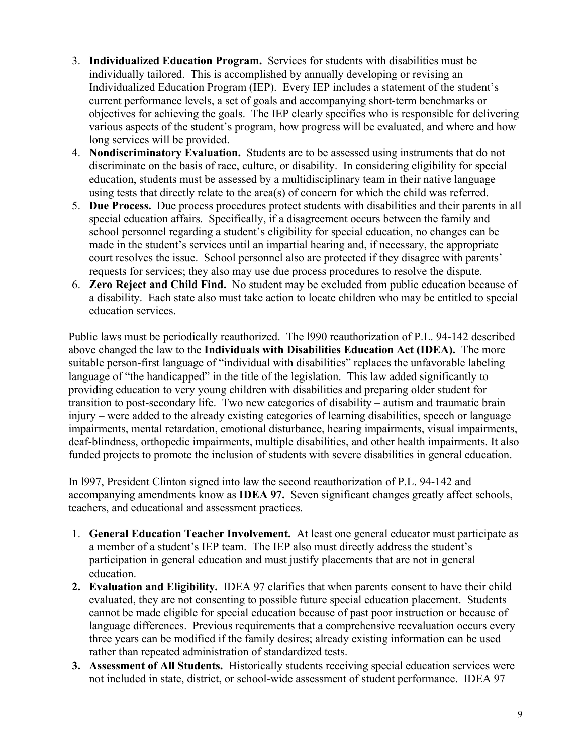3. **Individualized Education Program.** Services for students with disabilities must be individually tailored. This is accomplished by annually developing or revising an Individualized Education Program (IEP). Every IEP includes a statement of the student's current performance levels, a set of goals and accompanying short-term benchmarks or objectives for achieving the goals. The IEP clearly specifies who is responsible for delivering various aspects of the student's program, how progress will be evaluated, and where and how long services will be provided.
4. **Nondiscriminatory Evaluation.** Students are to be assessed using instruments that do not discriminate on the basis of race, culture, or disability. In considering eligibility for special education, students must be assessed by a multidisciplinary team in their native language using tests that directly relate to the area(s) of concern for which the child was referred.
5. **Due Process.** Due process procedures protect students with disabilities and their parents in all special education affairs. Specifically, if a disagreement occurs between the family and school personnel regarding a student's eligibility for special education, no changes can be made in the student's services until an impartial hearing and, if necessary, the appropriate court resolves the issue. School personnel also are protected if they disagree with parents' requests for services; they also may use due process procedures to resolve the dispute.
6. **Zero Reject and Child Find.** No student may be excluded from public education because of a disability. Each state also must take action to locate children who may be entitled to special education services.

Public laws must be periodically reauthorized. The l990 reauthorization of P.L. 94-142 described above changed the law to the **Individuals with Disabilities Education Act (IDEA).** The more suitable person-first language of "individual with disabilities" replaces the unfavorable labeling language of "the handicapped" in the title of the legislation. This law added significantly to providing education to very young children with disabilities and preparing older student for transition to post-secondary life. Two new categories of disability – autism and traumatic brain injury – were added to the already existing categories of learning disabilities, speech or language impairments, mental retardation, emotional disturbance, hearing impairments, visual impairments, deaf-blindness, orthopedic impairments, multiple disabilities, and other health impairments. It also funded projects to promote the inclusion of students with severe disabilities in general education.

In l997, President Clinton signed into law the second reauthorization of P.L. 94-142 and accompanying amendments know as **IDEA 97.** Seven significant changes greatly affect schools, teachers, and educational and assessment practices.

1. **General Education Teacher Involvement.** At least one general educator must participate as a member of a student's IEP team. The IEP also must directly address the student's participation in general education and must justify placements that are not in general education.
2. **Evaluation and Eligibility.** IDEA 97 clarifies that when parents consent to have their child evaluated, they are not consenting to possible future special education placement. Students cannot be made eligible for special education because of past poor instruction or because of language differences. Previous requirements that a comprehensive reevaluation occurs every three years can be modified if the family desires; already existing information can be used rather than repeated administration of standardized tests.
3. **Assessment of All Students.** Historically students receiving special education services were not included in state, district, or school-wide assessment of student performance. IDEA 97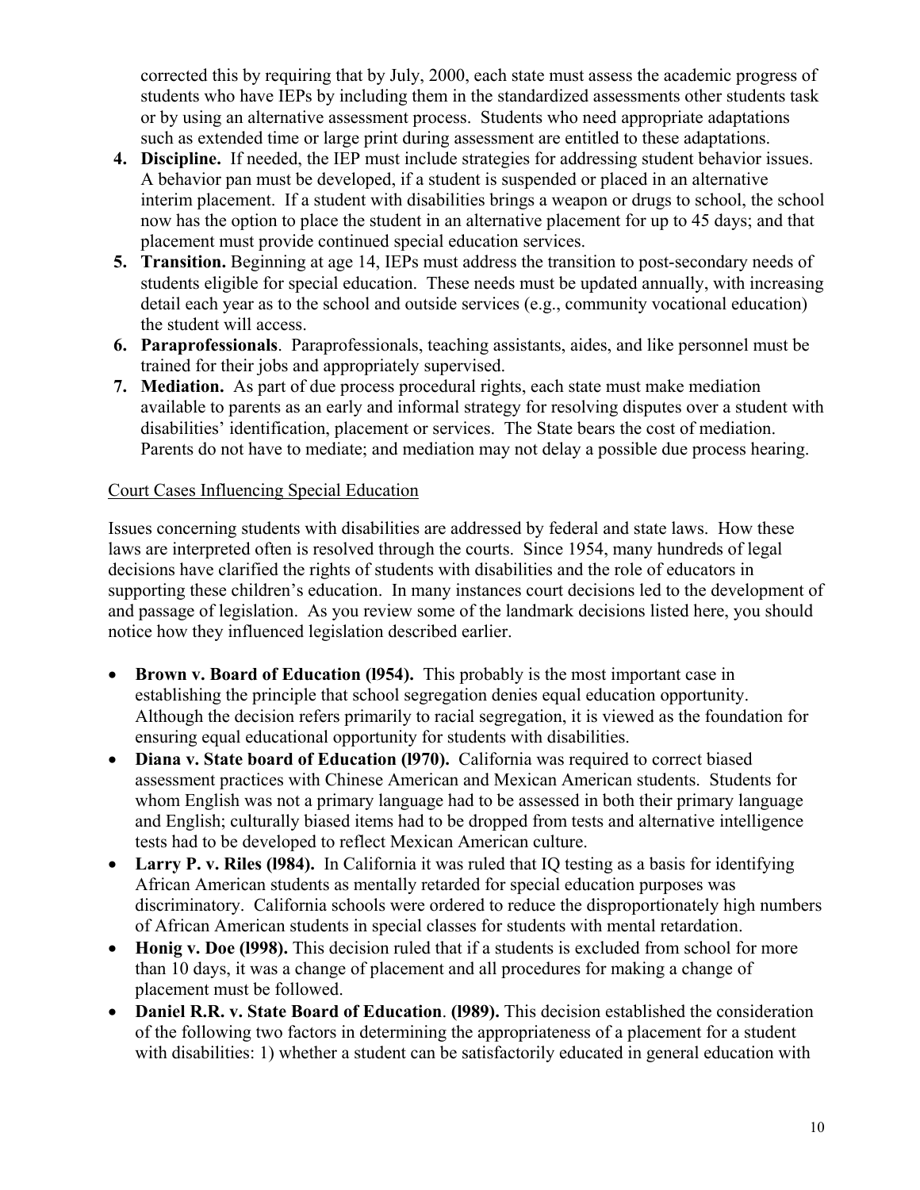corrected this by requiring that by July, 2000, each state must assess the academic progress of students who have IEPs by including them in the standardized assessments other students task or by using an alternative assessment process. Students who need appropriate adaptations such as extended time or large print during assessment are entitled to these adaptations.

4. **Discipline.** If needed, the IEP must include strategies for addressing student behavior issues. A behavior pan must be developed, if a student is suspended or placed in an alternative interim placement. If a student with disabilities brings a weapon or drugs to school, the school now has the option to place the student in an alternative placement for up to 45 days; and that placement must provide continued special education services.
5. **Transition.** Beginning at age 14, IEPs must address the transition to post-secondary needs of students eligible for special education. These needs must be updated annually, with increasing detail each year as to the school and outside services (e.g., community vocational education) the student will access.
6. **Paraprofessionals**. Paraprofessionals, teaching assistants, aides, and like personnel must be trained for their jobs and appropriately supervised.
7. **Mediation.** As part of due process procedural rights, each state must make mediation available to parents as an early and informal strategy for resolving disputes over a student with disabilities' identification, placement or services. The State bears the cost of mediation. Parents do not have to mediate; and mediation may not delay a possible due process hearing.

Court Cases Influencing Special Education

Issues concerning students with disabilities are addressed by federal and state laws. How these laws are interpreted often is resolved through the courts. Since 1954, many hundreds of legal decisions have clarified the rights of students with disabilities and the role of educators in supporting these children's education. In many instances court decisions led to the development of and passage of legislation. As you review some of the landmark decisions listed here, you should notice how they influenced legislation described earlier.

- **Brown v. Board of Education (l954).** This probably is the most important case in establishing the principle that school segregation denies equal education opportunity. Although the decision refers primarily to racial segregation, it is viewed as the foundation for ensuring equal educational opportunity for students with disabilities.
- **Diana v. State board of Education (l970).** California was required to correct biased assessment practices with Chinese American and Mexican American students. Students for whom English was not a primary language had to be assessed in both their primary language and English; culturally biased items had to be dropped from tests and alternative intelligence tests had to be developed to reflect Mexican American culture.
- **Larry P. v. Riles (l984).** In California it was ruled that IQ testing as a basis for identifying African American students as mentally retarded for special education purposes was discriminatory. California schools were ordered to reduce the disproportionately high numbers of African American students in special classes for students with mental retardation.
- **Honig v. Doe (l998).** This decision ruled that if a students is excluded from school for more than 10 days, it was a change of placement and all procedures for making a change of placement must be followed.
- **Daniel R.R. v. State Board of Education**. **(l989).** This decision established the consideration of the following two factors in determining the appropriateness of a placement for a student with disabilities: 1) whether a student can be satisfactorily educated in general education with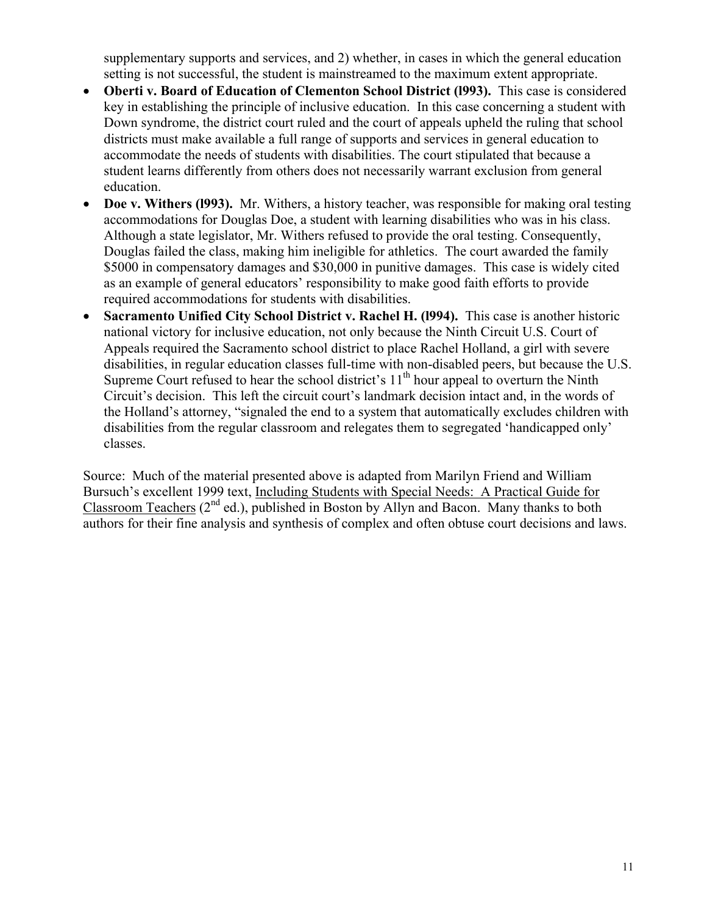supplementary supports and services, and 2) whether, in cases in which the general education setting is not successful, the student is mainstreamed to the maximum extent appropriate.

- **Oberti v. Board of Education of Clementon School District (l993).** This case is considered key in establishing the principle of inclusive education. In this case concerning a student with Down syndrome, the district court ruled and the court of appeals upheld the ruling that school districts must make available a full range of supports and services in general education to accommodate the needs of students with disabilities. The court stipulated that because a student learns differently from others does not necessarily warrant exclusion from general education.
- **Doe v. Withers (l993).** Mr. Withers, a history teacher, was responsible for making oral testing accommodations for Douglas Doe, a student with learning disabilities who was in his class. Although a state legislator, Mr. Withers refused to provide the oral testing. Consequently, Douglas failed the class, making him ineligible for athletics. The court awarded the family \$5000 in compensatory damages and \$30,000 in punitive damages. This case is widely cited as an example of general educators' responsibility to make good faith efforts to provide required accommodations for students with disabilities.
- **Sacramento Unified City School District v. Rachel H. (l994).** This case is another historic national victory for inclusive education, not only because the Ninth Circuit U.S. Court of Appeals required the Sacramento school district to place Rachel Holland, a girl with severe disabilities, in regular education classes full-time with non-disabled peers, but because the U.S. Supreme Court refused to hear the school district's 11th hour appeal to overturn the Ninth Circuit's decision. This left the circuit court's landmark decision intact and, in the words of the Holland's attorney, "signaled the end to a system that automatically excludes children with disabilities from the regular classroom and relegates them to segregated 'handicapped only' classes.

Source: Much of the material presented above is adapted from Marilyn Friend and William Bursuch's excellent 1999 text, Including Students with Special Needs: A Practical Guide for Classroom Teachers (2nd ed.), published in Boston by Allyn and Bacon. Many thanks to both authors for their fine analysis and synthesis of complex and often obtuse court decisions and laws.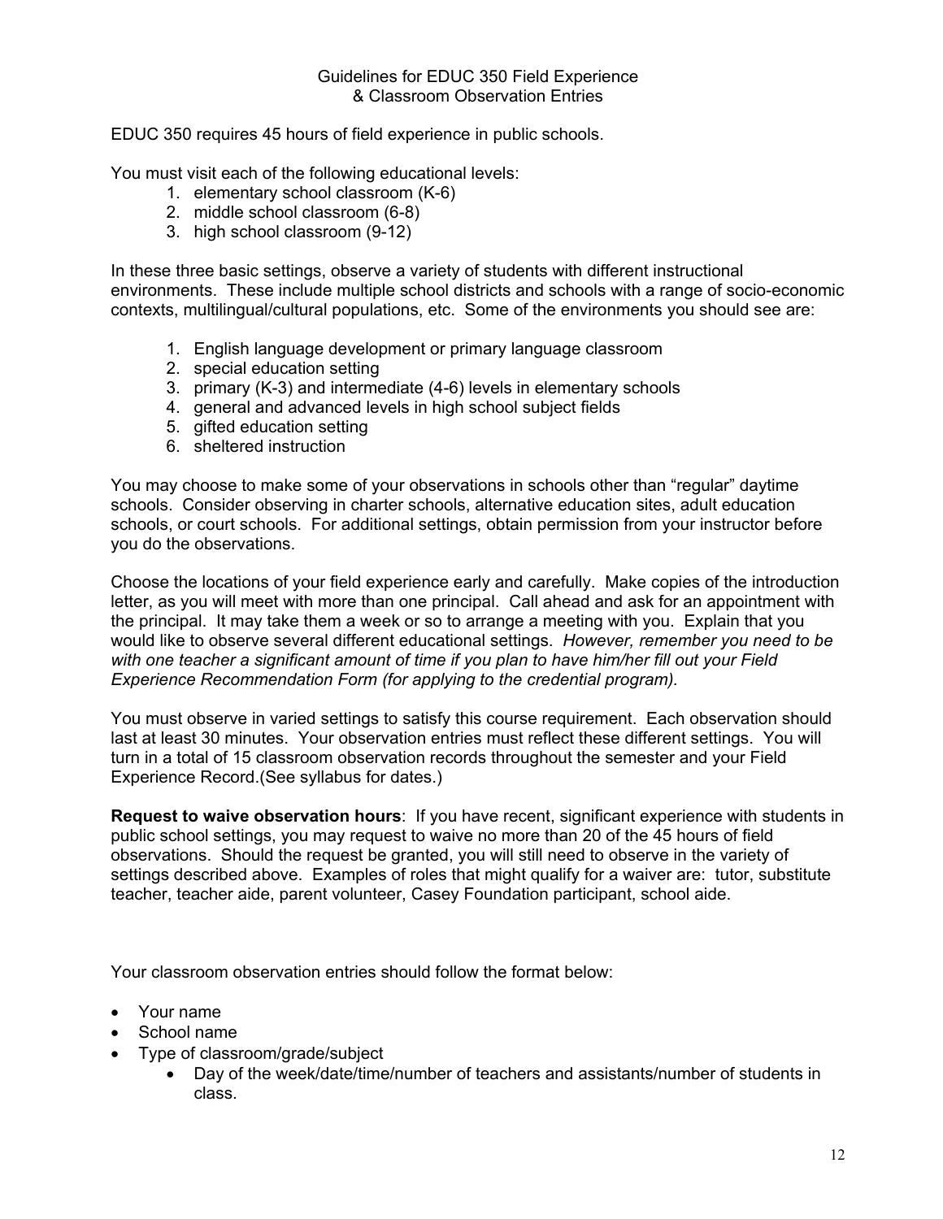# Guidelines for EDUC 350 Field Experience & Classroom Observation Entries

EDUC 350 requires 45 hours of field experience in public schools.

You must visit each of the following educational levels:

1. elementary school classroom (K-6)
2. middle school classroom (6-8)
3. high school classroom (9-12)

In these three basic settings, observe a variety of students with different instructional environments. These include multiple school districts and schools with a range of socio-economic contexts, multilingual/cultural populations, etc. Some of the environments you should see are:

1. English language development or primary language classroom
2. special education setting
3. primary (K-3) and intermediate (4-6) levels in elementary schools
4. general and advanced levels in high school subject fields
5. gifted education setting
6. sheltered instruction

You may choose to make some of your observations in schools other than "regular" daytime schools. Consider observing in charter schools, alternative education sites, adult education schools, or court schools. For additional settings, obtain permission from your instructor before you do the observations.

Choose the locations of your field experience early and carefully. Make copies of the introduction letter, as you will meet with more than one principal. Call ahead and ask for an appointment with the principal. It may take them a week or so to arrange a meeting with you. Explain that you would like to observe several different educational settings. *However, remember you need to be with one teacher a significant amount of time if you plan to have him/her fill out your Field Experience Recommendation Form (for applying to the credential program).*

You must observe in varied settings to satisfy this course requirement. Each observation should last at least 30 minutes. Your observation entries must reflect these different settings. You will turn in a total of 15 classroom observation records throughout the semester and your Field Experience Record.(See syllabus for dates.)

**Request to waive observation hours**: If you have recent, significant experience with students in public school settings, you may request to waive no more than 20 of the 45 hours of field observations. Should the request be granted, you will still need to observe in the variety of settings described above. Examples of roles that might qualify for a waiver are: tutor, substitute teacher, teacher aide, parent volunteer, Casey Foundation participant, school aide.

Your classroom observation entries should follow the format below:

- Your name
- School name
- Type of classroom/grade/subject
  - Day of the week/date/time/number of teachers and assistants/number of students in class.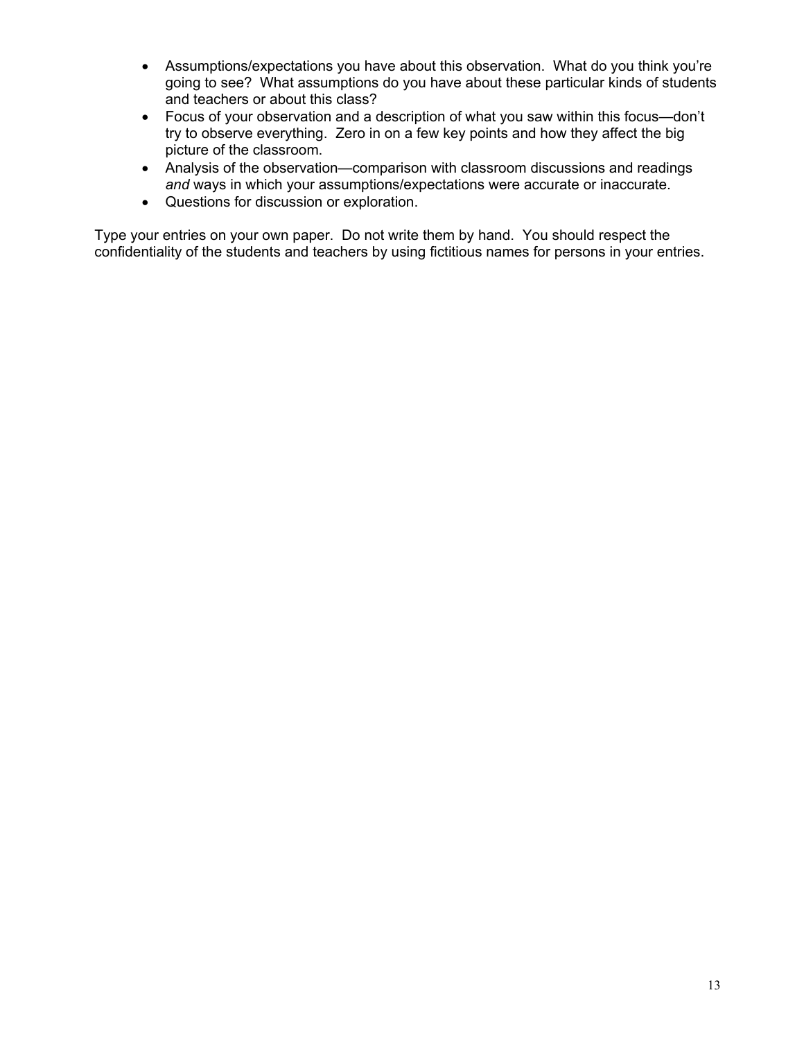- Assumptions/expectations you have about this observation. What do you think you're going to see? What assumptions do you have about these particular kinds of students and teachers or about this class?
- Focus of your observation and a description of what you saw within this focus—don't try to observe everything. Zero in on a few key points and how they affect the big picture of the classroom.
- Analysis of the observation—comparison with classroom discussions and readings *and* ways in which your assumptions/expectations were accurate or inaccurate.
- Questions for discussion or exploration.

Type your entries on your own paper. Do not write them by hand. You should respect the confidentiality of the students and teachers by using fictitious names for persons in your entries.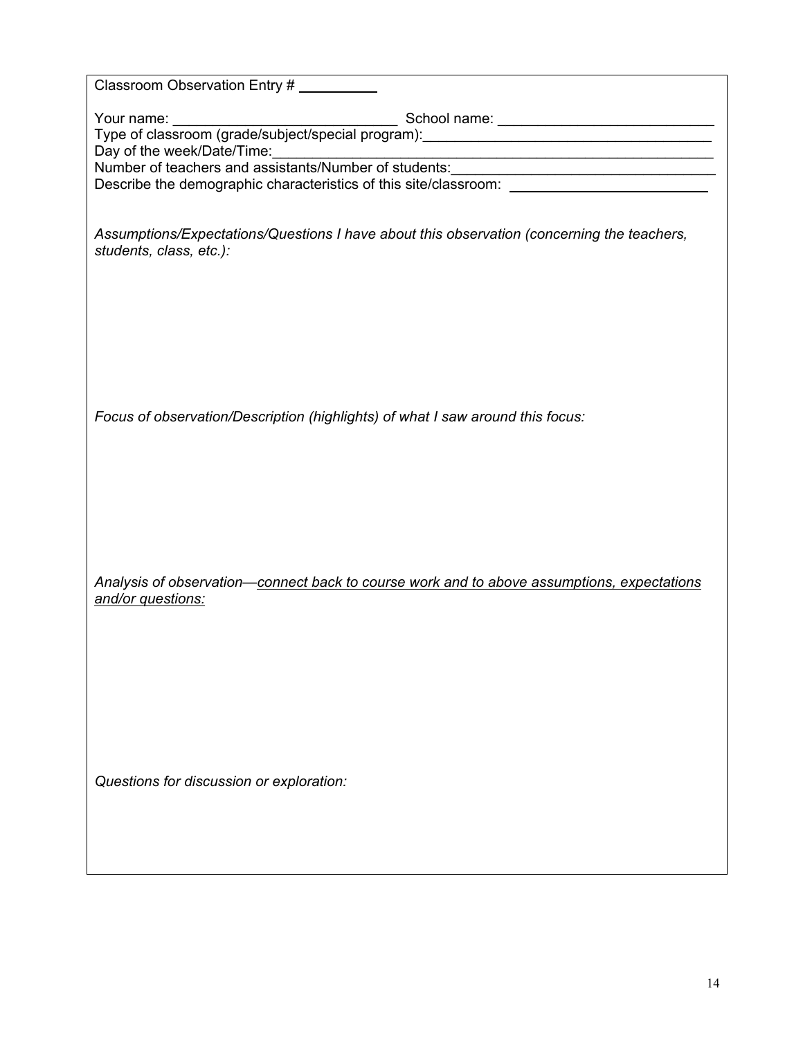Classroom Observation Entry # __________

Your name: ____________________________ School name: __________________________

Type of classroom (grade/subject/special program):____________________________________

Day of the week/Date/Time:_________________________________________________________

Number of teachers and assistants/Number of students:________________________________

Describe the demographic characteristics of this site/classroom: _________________________

*Assumptions/Expectations/Questions I have about this observation (concerning the teachers, students, class, etc.):*

*Focus of observation/Description (highlights) of what I saw around this focus:*

*Analysis of observation—<u>connect back to course work and to above assumptions, expectations and/or questions:</u>*

*Questions for discussion or exploration:*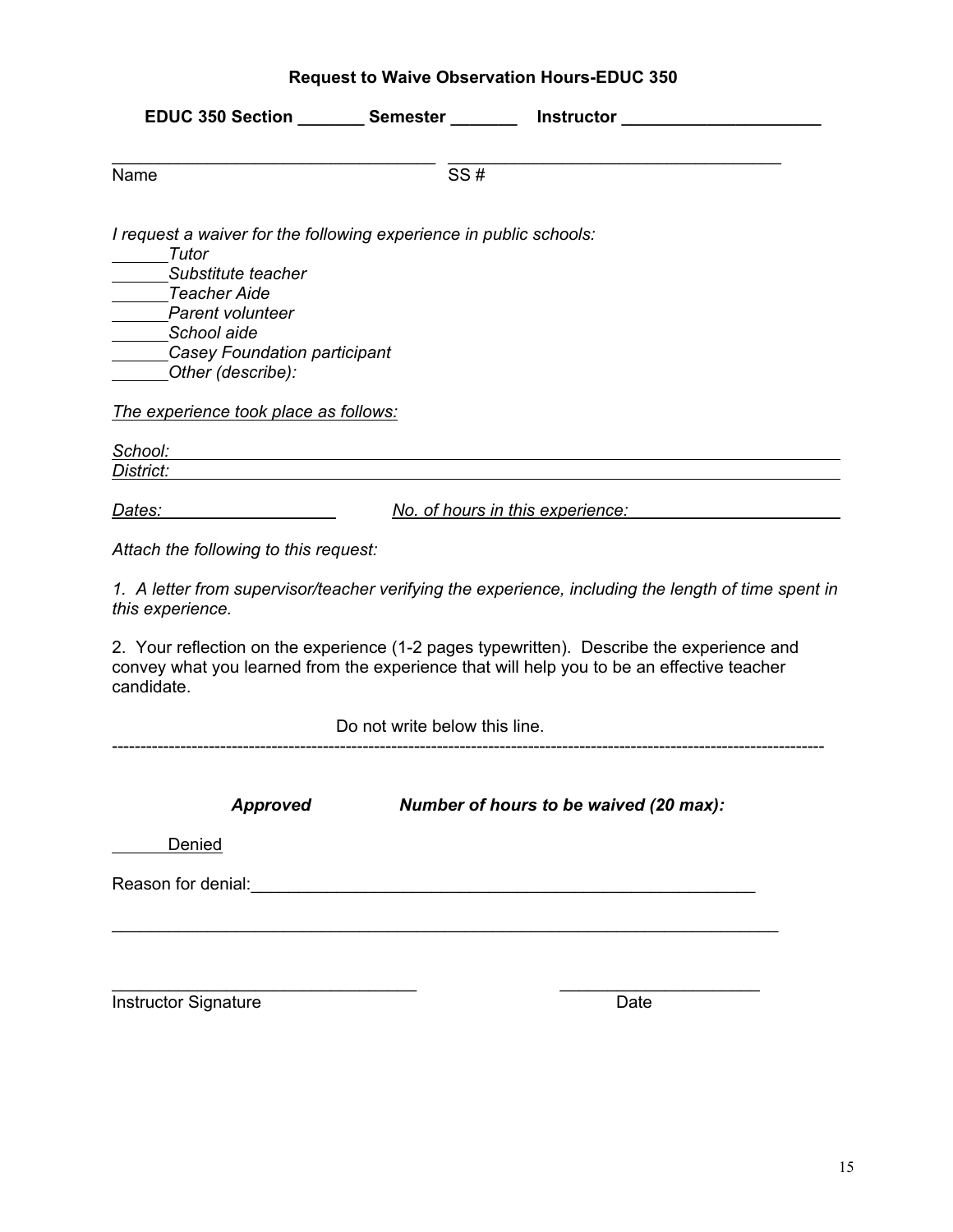## Request to Waive Observation Hours-EDUC 350

**EDUC 350 Section _______ Semester _______ Instructor ____________________**

__________________________________ __________________________________

Name SS #

*I request a waiver for the following experience in public schools:*

______*Tutor*
______*Substitute teacher*
______*Teacher Aide*
______*Parent volunteer*
______*School aide*
______*Casey Foundation participant*
______*Other (describe):*

*The experience took place as follows:*

*School:* ____________________________________________________________

*District:* ____________________________________________________________

*Dates:* ____________________ *No. of hours in this experience:* ____________________

*Attach the following to this request:*

*1. A letter from supervisor/teacher verifying the experience, including the length of time spent in this experience.*

2. Your reflection on the experience (1-2 pages typewritten). Describe the experience and convey what you learned from the experience that will help you to be an effective teacher candidate.

Do not write below this line.

---

***Approved*** ***Number of hours to be waived (20 max):***

______Denied

Reason for denial:______________________________________________________

__________________________________________________________________

________________________________ ____________________

Instructor Signature Date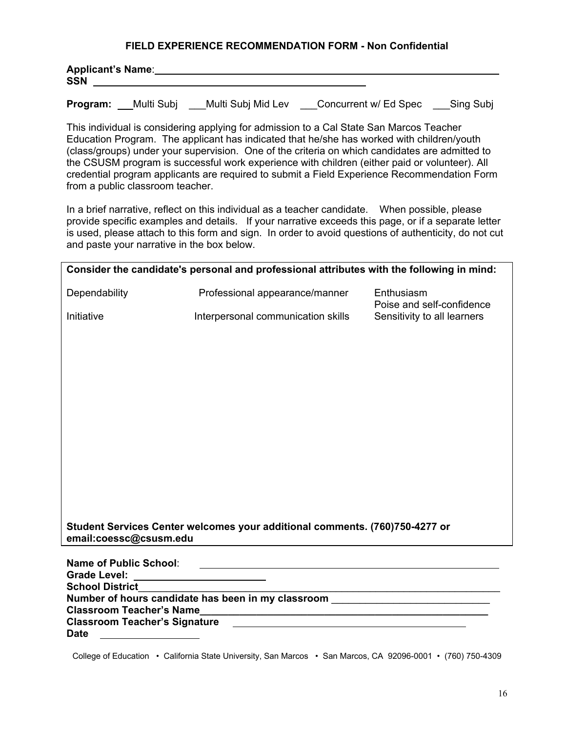## FIELD EXPERIENCE RECOMMENDATION FORM - Non Confidential

**Applicant's Name**:\_\_\_\_\_\_\_\_\_\_\_\_\_\_\_\_\_\_\_\_\_\_\_\_\_\_\_\_\_\_\_\_\_\_\_\_\_\_\_\_\_\_\_\_\_\_\_\_\_\_\_\_\_\_\_\_

**SSN** \_\_\_\_\_\_\_\_\_\_\_\_\_\_\_\_\_\_\_\_\_\_\_\_\_\_\_\_\_\_\_\_\_\_\_\_\_\_\_\_\_\_\_\_\_\_

**Program:** \_\_\_Multi Subj \_\_\_Multi Subj Mid Lev \_\_\_Concurrent w/ Ed Spec \_\_\_Sing Subj

This individual is considering applying for admission to a Cal State San Marcos Teacher Education Program. The applicant has indicated that he/she has worked with children/youth (class/groups) under your supervision. One of the criteria on which candidates are admitted to the CSUSM program is successful work experience with children (either paid or volunteer). All credential program applicants are required to submit a Field Experience Recommendation Form from a public classroom teacher.

In a brief narrative, reflect on this individual as a teacher candidate. When possible, please provide specific examples and details. If your narrative exceeds this page, or if a separate letter is used, please attach to this form and sign. In order to avoid questions of authenticity, do not cut and paste your narrative in the box below.

**Consider the candidate's personal and professional attributes with the following in mind:**

| | | |
|---|---|---|
| Dependability | Professional appearance/manner | Enthusiasm<br>Poise and self-confidence |
| Initiative | Interpersonal communication skills | Sensitivity to all learners |

**Student Services Center welcomes your additional comments. (760)750-4277 or email:coessc@csusm.edu**

**Name of Public School**: \_\_\_\_\_\_\_\_\_\_\_\_\_\_\_\_\_\_\_\_\_\_\_\_\_\_\_\_\_\_\_\_\_\_\_\_\_\_\_\_\_\_\_\_

**Grade Level:** \_\_\_\_\_\_\_\_\_\_\_\_\_\_\_\_\_\_\_\_

**School District**\_\_\_\_\_\_\_\_\_\_\_\_\_\_\_\_\_\_\_\_\_\_\_\_\_\_\_\_\_\_\_\_\_\_\_\_\_\_\_\_\_\_\_\_\_\_\_\_\_\_\_\_\_\_\_

**Number of hours candidate has been in my classroom** \_\_\_\_\_\_\_\_\_\_\_\_\_\_\_\_\_\_\_\_\_\_\_\_

**Classroom Teacher's Name**\_\_\_\_\_\_\_\_\_\_\_\_\_\_\_\_\_\_\_\_\_\_\_\_\_\_\_\_\_\_\_\_\_\_\_\_\_\_\_\_\_\_\_\_\_

**Classroom Teacher's Signature** \_\_\_\_\_\_\_\_\_\_\_\_\_\_\_\_\_\_\_\_\_\_\_\_\_\_\_\_\_\_\_\_\_\_\_\_\_\_\_

**Date** \_\_\_\_\_\_\_\_\_\_\_\_\_\_\_

College of Education • California State University, San Marcos • San Marcos, CA 92096-0001 • (760) 750-4309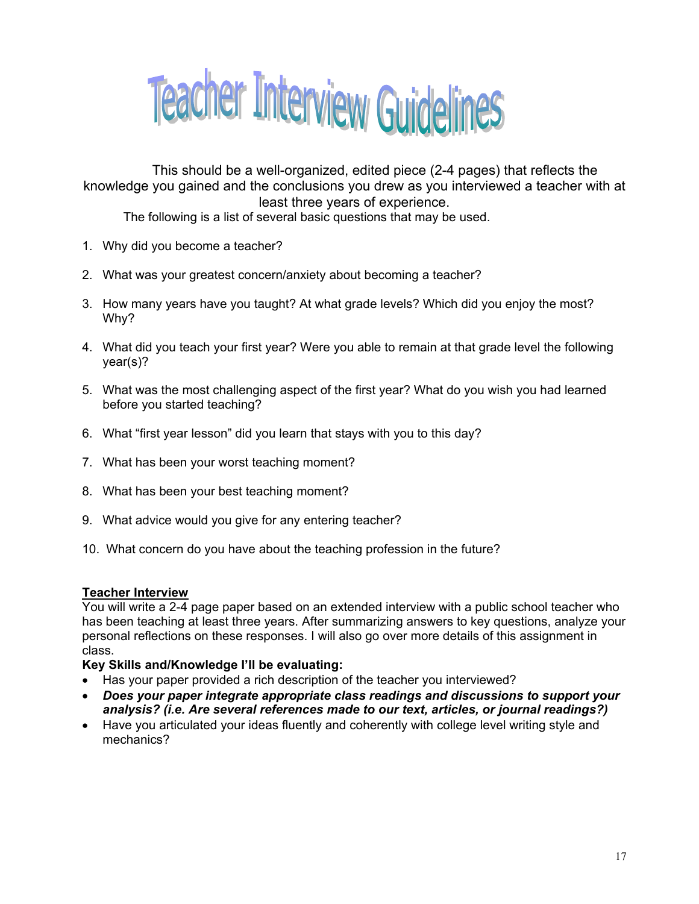# Teacher Interview Guidelines

This should be a well-organized, edited piece (2-4 pages) that reflects the knowledge you gained and the conclusions you drew as you interviewed a teacher with at least three years of experience.

The following is a list of several basic questions that may be used.

1. Why did you become a teacher?

2. What was your greatest concern/anxiety about becoming a teacher?

3. How many years have you taught? At what grade levels? Which did you enjoy the most? Why?

4. What did you teach your first year? Were you able to remain at that grade level the following year(s)?

5. What was the most challenging aspect of the first year? What do you wish you had learned before you started teaching?

6. What "first year lesson" did you learn that stays with you to this day?

7. What has been your worst teaching moment?

8. What has been your best teaching moment?

9. What advice would you give for any entering teacher?

10. What concern do you have about the teaching profession in the future?

**<u>Teacher Interview</u>**

You will write a 2-4 page paper based on an extended interview with a public school teacher who has been teaching at least three years. After summarizing answers to key questions, analyze your personal reflections on these responses. I will also go over more details of this assignment in class.

**Key Skills and/Knowledge I'll be evaluating:**

- Has your paper provided a rich description of the teacher you interviewed?
- ***Does your paper integrate appropriate class readings and discussions to support your analysis? (i.e. Are several references made to our text, articles, or journal readings?)***
- Have you articulated your ideas fluently and coherently with college level writing style and mechanics?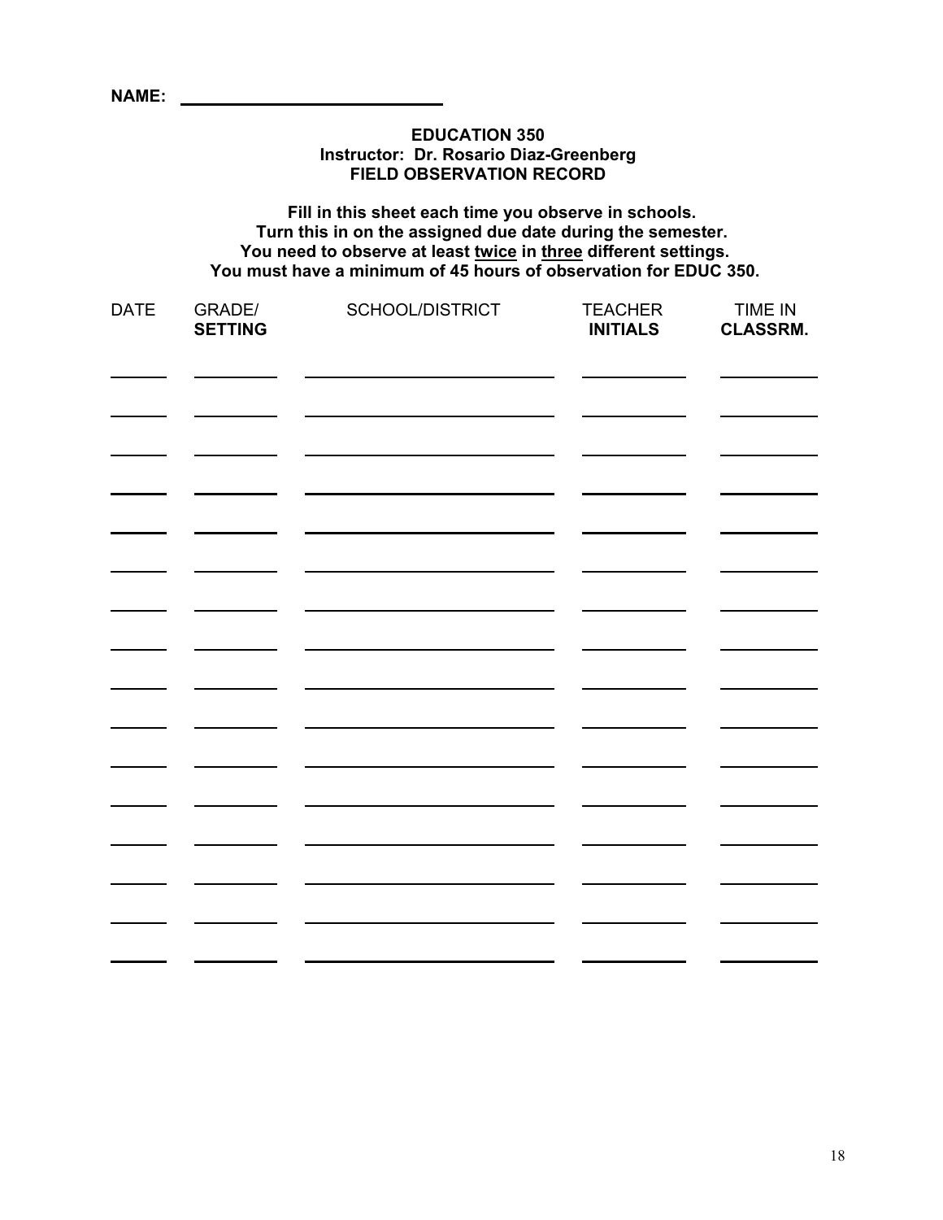**NAME:** ____________________________

**EDUCATION 350**
**Instructor: Dr. Rosario Diaz-Greenberg**
**FIELD OBSERVATION RECORD**

**Fill in this sheet each time you observe in schools.**
**Turn this in on the assigned due date during the semester.**
**You need to observe at least twice in three different settings.**
**You must have a minimum of 45 hours of observation for EDUC 350.**

| DATE | GRADE/ **SETTING** | SCHOOL/DISTRICT | TEACHER **INITIALS** | TIME IN **CLASSRM.** |
|---|---|---|---|---|
| | | | | |
| | | | | |
| | | | | |
| | | | | |
| | | | | |
| | | | | |
| | | | | |
| | | | | |
| | | | | |
| | | | | |
| | | | | |
| | | | | |
| | | | | |
| | | | | |
| | | | | |
| | | | | |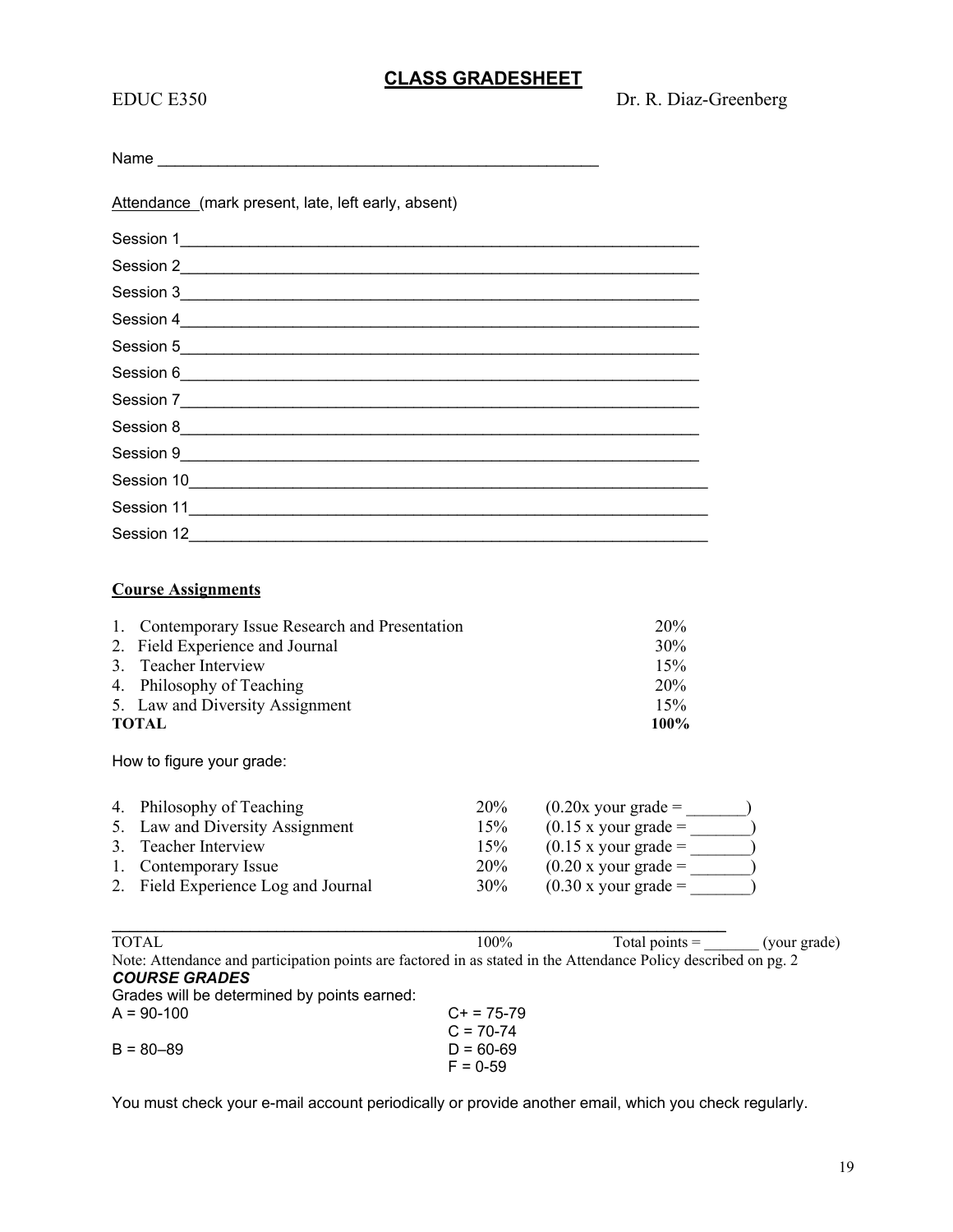# CLASS GRADESHEET

EDUC E350 Dr. R. Diaz-Greenberg

Name ___________________________________________________

Attendance (mark present, late, left early, absent)

Session 1____________________________________________________________

Session 2____________________________________________________________

Session 3____________________________________________________________

Session 4____________________________________________________________

Session 5____________________________________________________________

Session 6____________________________________________________________

Session 7____________________________________________________________

Session 8____________________________________________________________

Session 9____________________________________________________________

Session 10____________________________________________________________

Session 11____________________________________________________________

Session 12____________________________________________________________

**Course Assignments**

| | |
|---|---|
| 1. Contemporary Issue Research and Presentation | 20% |
| 2. Field Experience and Journal | 30% |
| 3. Teacher Interview | 15% |
| 4. Philosophy of Teaching | 20% |
| 5. Law and Diversity Assignment | 15% |
| **TOTAL** | **100%** |

How to figure your grade:

| | | |
|---|---|---|
| 4. Philosophy of Teaching | 20% | (0.20x your grade = _______) |
| 5. Law and Diversity Assignment | 15% | (0.15 x your grade = _______) |
| 3. Teacher Interview | 15% | (0.15 x your grade = _______) |
| 1. Contemporary Issue | 20% | (0.20 x your grade = _______) |
| 2. Field Experience Log and Journal | 30% | (0.30 x your grade = _______) |
| TOTAL | 100% | Total points = _______ (your grade) |

Note: Attendance and participation points are factored in as stated in the Attendance Policy described on pg. 2

***COURSE GRADES***

Grades will be determined by points earned:

A = 90-100

B = 80–89

C+ = 75-79

C = 70-74

D = 60-69

F = 0-59

You must check your e-mail account periodically or provide another email, which you check regularly.